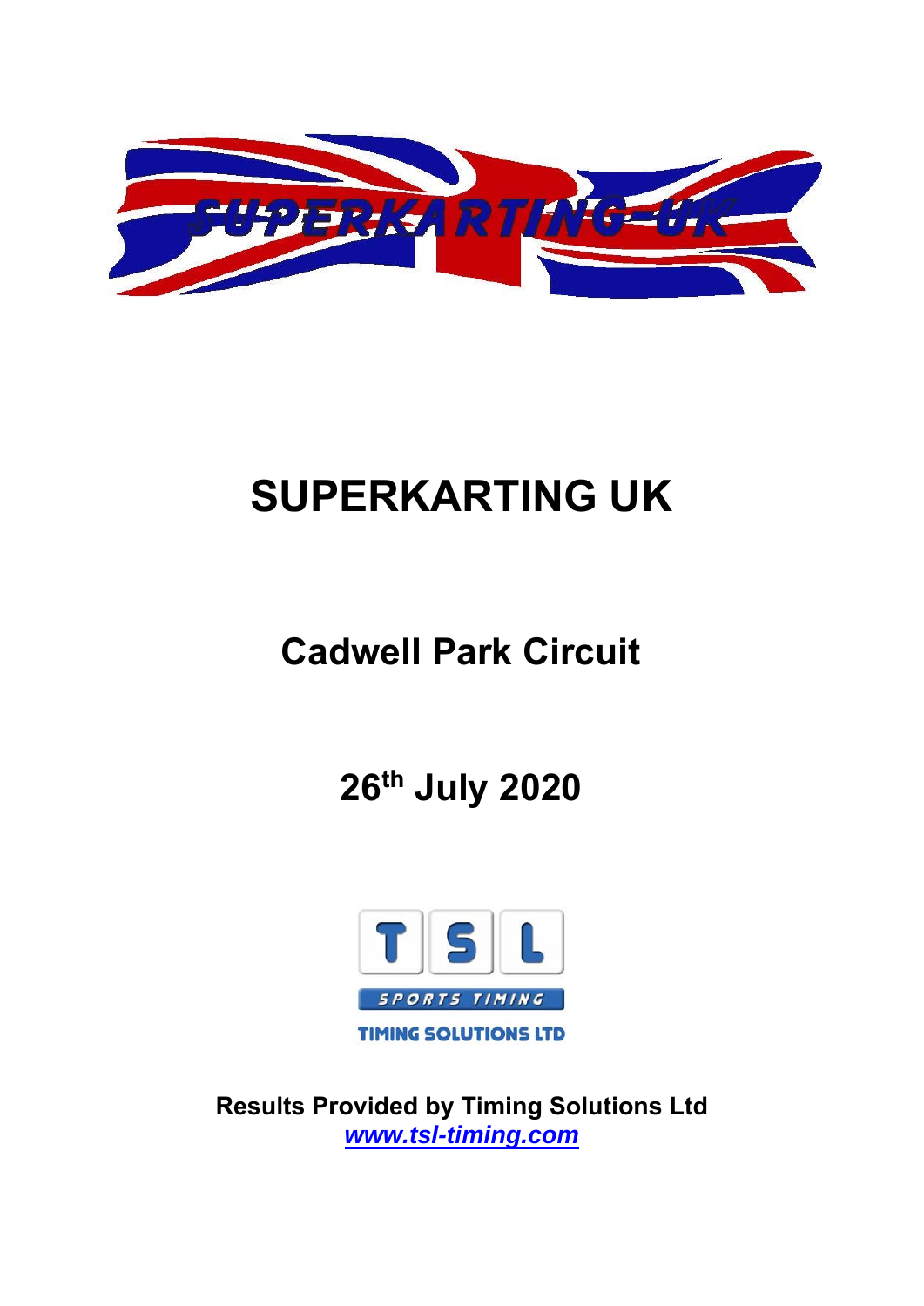# SUPERKARTING UK

## Cadwell Park Circuit

## 26th July 2020

**Results Provided by Timing Solutions Ltd**
***www.tsl-timing.com***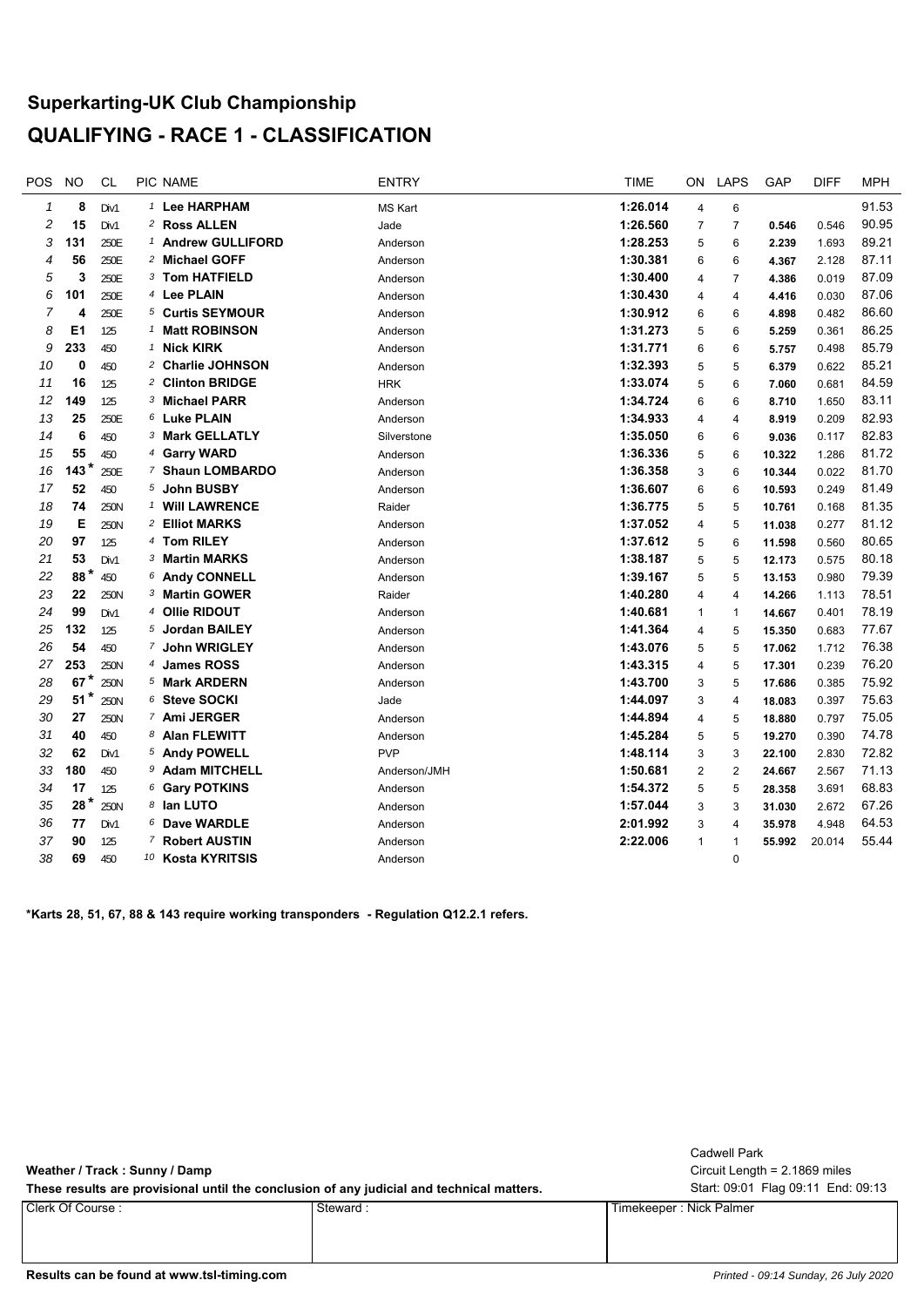## Superkarting-UK Club Championship

## QUALIFYING - RACE 1 - CLASSIFICATION

| POS | NO | CL | PIC | NAME | ENTRY | TIME | ON | LAPS | GAP | DIFF | MPH |
|---|---|---|---|---|---|---|---|---|---|---|---|
| 1 | 8 | Div1 | 1 | **Lee HARPHAM** | MS Kart | **1:26.014** | 4 | 6 | | | 91.53 |
| 2 | 15 | Div1 | 2 | **Ross ALLEN** | Jade | **1:26.560** | 7 | 7 | **0.546** | 0.546 | 90.95 |
| 3 | 131 | 250E | 1 | **Andrew GULLIFORD** | Anderson | **1:28.253** | 5 | 6 | **2.239** | 1.693 | 89.21 |
| 4 | 56 | 250E | 2 | **Michael GOFF** | Anderson | **1:30.381** | 6 | 6 | **4.367** | 2.128 | 87.11 |
| 5 | 3 | 250E | 3 | **Tom HATFIELD** | Anderson | **1:30.400** | 4 | 7 | **4.386** | 0.019 | 87.09 |
| 6 | 101 | 250E | 4 | **Lee PLAIN** | Anderson | **1:30.430** | 4 | 4 | **4.416** | 0.030 | 87.06 |
| 7 | 4 | 250E | 5 | **Curtis SEYMOUR** | Anderson | **1:30.912** | 6 | 6 | **4.898** | 0.482 | 86.60 |
| 8 | E1 | 125 | 1 | **Matt ROBINSON** | Anderson | **1:31.273** | 5 | 6 | **5.259** | 0.361 | 86.25 |
| 9 | 233 | 450 | 1 | **Nick KIRK** | Anderson | **1:31.771** | 6 | 6 | **5.757** | 0.498 | 85.79 |
| 10 | 0 | 450 | 2 | **Charlie JOHNSON** | Anderson | **1:32.393** | 5 | 5 | **6.379** | 0.622 | 85.21 |
| 11 | 16 | 125 | 2 | **Clinton BRIDGE** | HRK | **1:33.074** | 5 | 6 | **7.060** | 0.681 | 84.59 |
| 12 | 149 | 125 | 3 | **Michael PARR** | Anderson | **1:34.724** | 6 | 6 | **8.710** | 1.650 | 83.11 |
| 13 | 25 | 250E | 6 | **Luke PLAIN** | Anderson | **1:34.933** | 4 | 4 | **8.919** | 0.209 | 82.93 |
| 14 | 6 | 450 | 3 | **Mark GELLATLY** | Silverstone | **1:35.050** | 6 | 6 | **9.036** | 0.117 | 82.83 |
| 15 | 55 | 450 | 4 | **Garry WARD** | Anderson | **1:36.336** | 5 | 6 | **10.322** | 1.286 | 81.72 |
| 16 | 143* | 250E | 7 | **Shaun LOMBARDO** | Anderson | **1:36.358** | 3 | 6 | **10.344** | 0.022 | 81.70 |
| 17 | 52 | 450 | 5 | **John BUSBY** | Anderson | **1:36.607** | 6 | 6 | **10.593** | 0.249 | 81.49 |
| 18 | 74 | 250N | 1 | **Will LAWRENCE** | Raider | **1:36.775** | 5 | 5 | **10.761** | 0.168 | 81.35 |
| 19 | E | 250N | 2 | **Elliot MARKS** | Anderson | **1:37.052** | 4 | 5 | **11.038** | 0.277 | 81.12 |
| 20 | 97 | 125 | 4 | **Tom RILEY** | Anderson | **1:37.612** | 5 | 6 | **11.598** | 0.560 | 80.65 |
| 21 | 53 | Div1 | 3 | **Martin MARKS** | Anderson | **1:38.187** | 5 | 5 | **12.173** | 0.575 | 80.18 |
| 22 | 88* | 450 | 6 | **Andy CONNELL** | Anderson | **1:39.167** | 5 | 5 | **13.153** | 0.980 | 79.39 |
| 23 | 22 | 250N | 3 | **Martin GOWER** | Raider | **1:40.280** | 4 | 4 | **14.266** | 1.113 | 78.51 |
| 24 | 99 | Div1 | 4 | **Ollie RIDOUT** | Anderson | **1:40.681** | 1 | 1 | **14.667** | 0.401 | 78.19 |
| 25 | 132 | 125 | 5 | **Jordan BAILEY** | Anderson | **1:41.364** | 4 | 5 | **15.350** | 0.683 | 77.67 |
| 26 | 54 | 450 | 7 | **John WRIGLEY** | Anderson | **1:43.076** | 5 | 5 | **17.062** | 1.712 | 76.38 |
| 27 | 253 | 250N | 4 | **James ROSS** | Anderson | **1:43.315** | 4 | 5 | **17.301** | 0.239 | 76.20 |
| 28 | 67* | 250N | 5 | **Mark ARDERN** | Anderson | **1:43.700** | 3 | 5 | **17.686** | 0.385 | 75.92 |
| 29 | 51* | 250N | 6 | **Steve SOCKI** | Jade | **1:44.097** | 3 | 4 | **18.083** | 0.397 | 75.63 |
| 30 | 27 | 250N | 7 | **Ami JERGER** | Anderson | **1:44.894** | 4 | 5 | **18.880** | 0.797 | 75.05 |
| 31 | 40 | 450 | 8 | **Alan FLEWITT** | Anderson | **1:45.284** | 5 | 5 | **19.270** | 0.390 | 74.78 |
| 32 | 62 | Div1 | 5 | **Andy POWELL** | PVP | **1:48.114** | 3 | 3 | **22.100** | 2.830 | 72.82 |
| 33 | 180 | 450 | 9 | **Adam MITCHELL** | Anderson/JMH | **1:50.681** | 2 | 2 | **24.667** | 2.567 | 71.13 |
| 34 | 17 | 125 | 6 | **Gary POTKINS** | Anderson | **1:54.372** | 5 | 5 | **28.358** | 3.691 | 68.83 |
| 35 | 28* | 250N | 8 | **Ian LUTO** | Anderson | **1:57.044** | 3 | 3 | **31.030** | 2.672 | 67.26 |
| 36 | 77 | Div1 | 6 | **Dave WARDLE** | Anderson | **2:01.992** | 3 | 4 | **35.978** | 4.948 | 64.53 |
| 37 | 90 | 125 | 7 | **Robert AUSTIN** | Anderson | **2:22.006** | 1 | 1 | **55.992** | 20.014 | 55.44 |
| 38 | 69 | 450 | 10 | **Kosta KYRITSIS** | Anderson | | | 0 | | | |

**\*Karts 28, 51, 67, 88 & 143 require working transponders - Regulation Q12.2.1 refers.**

**Weather / Track : Sunny / Damp**

**These results are provisional until the conclusion of any judicial and technical matters.**

Cadwell Park
Circuit Length = 2.1869 miles
Start: 09:01 Flag 09:11 End: 09:13

| Clerk Of Course : | Steward : | Timekeeper : Nick Palmer |
|---|---|---|

**Results can be found at www.tsl-timing.com**

*Printed - 09:14 Sunday, 26 July 2020*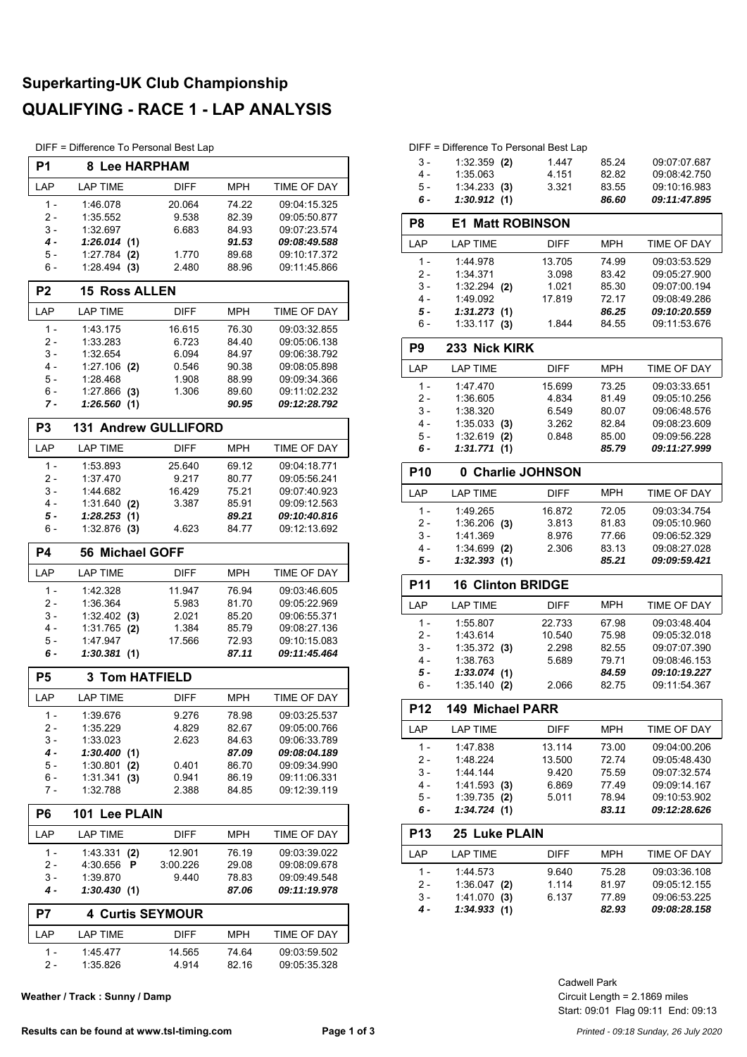# Superkarting-UK Club Championship

## QUALIFYING - RACE 1 - LAP ANALYSIS

DIFF = Difference To Personal Best Lap

### P1 8 Lee HARPHAM

| LAP | LAP TIME | DIFF | MPH | TIME OF DAY |
|---|---|---|---|---|
| 1 - | 1:46.078 | 20.064 | 74.22 | 09:04:15.325 |
| 2 - | 1:35.552 | 9.538 | 82.39 | 09:05:50.877 |
| 3 - | 1:32.697 | 6.683 | 84.93 | 09:07:23.574 |
| ***4 -*** | ***1:26.014 (1)*** | | ***91.53*** | ***09:08:49.588*** |
| 5 - | 1:27.784 **(2)** | 1.770 | 89.68 | 09:10:17.372 |
| 6 - | 1:28.494 **(3)** | 2.480 | 88.96 | 09:11:45.866 |

### P2 15 Ross ALLEN

| LAP | LAP TIME | DIFF | MPH | TIME OF DAY |
|---|---|---|---|---|
| 1 - | 1:43.175 | 16.615 | 76.30 | 09:03:32.855 |
| 2 - | 1:33.283 | 6.723 | 84.40 | 09:05:06.138 |
| 3 - | 1:32.654 | 6.094 | 84.97 | 09:06:38.792 |
| 4 - | 1:27.106 **(2)** | 0.546 | 90.38 | 09:08:05.898 |
| 5 - | 1:28.468 | 1.908 | 88.99 | 09:09:34.366 |
| 6 - | 1:27.866 **(3)** | 1.306 | 89.60 | 09:11:02.232 |
| ***7 -*** | ***1:26.560 (1)*** | | ***90.95*** | ***09:12:28.792*** |

### P3 131 Andrew GULLIFORD

| LAP | LAP TIME | DIFF | MPH | TIME OF DAY |
|---|---|---|---|---|
| 1 - | 1:53.893 | 25.640 | 69.12 | 09:04:18.771 |
| 2 - | 1:37.470 | 9.217 | 80.77 | 09:05:56.241 |
| 3 - | 1:44.682 | 16.429 | 75.21 | 09:07:40.923 |
| 4 - | 1:31.640 **(2)** | 3.387 | 85.91 | 09:09:12.563 |
| ***5 -*** | ***1:28.253 (1)*** | | ***89.21*** | ***09:10:40.816*** |
| 6 - | 1:32.876 **(3)** | 4.623 | 84.77 | 09:12:13.692 |

### P4 56 Michael GOFF

| LAP | LAP TIME | DIFF | MPH | TIME OF DAY |
|---|---|---|---|---|
| 1 - | 1:42.328 | 11.947 | 76.94 | 09:03:46.605 |
| 2 - | 1:36.364 | 5.983 | 81.70 | 09:05:22.969 |
| 3 - | 1:32.402 **(3)** | 2.021 | 85.20 | 09:06:55.371 |
| 4 - | 1:31.765 **(2)** | 1.384 | 85.79 | 09:08:27.136 |
| 5 - | 1:47.947 | 17.566 | 72.93 | 09:10:15.083 |
| ***6 -*** | ***1:30.381 (1)*** | | ***87.11*** | ***09:11:45.464*** |

### P5 3 Tom HATFIELD

| LAP | LAP TIME | DIFF | MPH | TIME OF DAY |
|---|---|---|---|---|
| 1 - | 1:39.676 | 9.276 | 78.98 | 09:03:25.537 |
| 2 - | 1:35.229 | 4.829 | 82.67 | 09:05:00.766 |
| 3 - | 1:33.023 | 2.623 | 84.63 | 09:06:33.789 |
| ***4 -*** | ***1:30.400 (1)*** | | ***87.09*** | ***09:08:04.189*** |
| 5 - | 1:30.801 **(2)** | 0.401 | 86.70 | 09:09:34.990 |
| 6 - | 1:31.341 **(3)** | 0.941 | 86.19 | 09:11:06.331 |
| 7 - | 1:32.788 | 2.388 | 84.85 | 09:12:39.119 |

### P6 101 Lee PLAIN

| LAP | LAP TIME | DIFF | MPH | TIME OF DAY |
|---|---|---|---|---|
| 1 - | 1:43.331 **(2)** | 12.901 | 76.19 | 09:03:39.022 |
| 2 - | 4:30.656 **P** | 3:00.226 | 29.08 | 09:08:09.678 |
| 3 - | 1:39.870 | 9.440 | 78.83 | 09:09:49.548 |
| ***4 -*** | ***1:30.430 (1)*** | | ***87.06*** | ***09:11:19.978*** |

### P7 4 Curtis SEYMOUR

| LAP | LAP TIME | DIFF | MPH | TIME OF DAY |
|---|---|---|---|---|
| 1 - | 1:45.477 | 14.565 | 74.64 | 09:03:59.502 |
| 2 - | 1:35.826 | 4.914 | 82.16 | 09:05:35.328 |
| 3 - | 1:32.359 **(2)** | 1.447 | 85.24 | 09:07:07.687 |
| 4 - | 1:35.063 | 4.151 | 82.82 | 09:08:42.750 |
| 5 - | 1:34.233 **(3)** | 3.321 | 83.55 | 09:10:16.983 |
| ***6 -*** | ***1:30.912 (1)*** | | ***86.60*** | ***09:11:47.895*** |

### P8 E1 Matt ROBINSON

| LAP | LAP TIME | DIFF | MPH | TIME OF DAY |
|---|---|---|---|---|
| 1 - | 1:44.978 | 13.705 | 74.99 | 09:03:53.529 |
| 2 - | 1:34.371 | 3.098 | 83.42 | 09:05:27.900 |
| 3 - | 1:32.294 **(2)** | 1.021 | 85.30 | 09:07:00.194 |
| 4 - | 1:49.092 | 17.819 | 72.17 | 09:08:49.286 |
| ***5 -*** | ***1:31.273 (1)*** | | ***86.25*** | ***09:10:20.559*** |
| 6 - | 1:33.117 **(3)** | 1.844 | 84.55 | 09:11:53.676 |

### P9 233 Nick KIRK

| LAP | LAP TIME | DIFF | MPH | TIME OF DAY |
|---|---|---|---|---|
| 1 - | 1:47.470 | 15.699 | 73.25 | 09:03:33.651 |
| 2 - | 1:36.605 | 4.834 | 81.49 | 09:05:10.256 |
| 3 - | 1:38.320 | 6.549 | 80.07 | 09:06:48.576 |
| 4 - | 1:35.033 **(3)** | 3.262 | 82.84 | 09:08:23.609 |
| 5 - | 1:32.619 **(2)** | 0.848 | 85.00 | 09:09:56.228 |
| ***6 -*** | ***1:31.771 (1)*** | | ***85.79*** | ***09:11:27.999*** |

### P10 0 Charlie JOHNSON

| LAP | LAP TIME | DIFF | MPH | TIME OF DAY |
|---|---|---|---|---|
| 1 - | 1:49.265 | 16.872 | 72.05 | 09:03:34.754 |
| 2 - | 1:36.206 **(3)** | 3.813 | 81.83 | 09:05:10.960 |
| 3 - | 1:41.369 | 8.976 | 77.66 | 09:06:52.329 |
| 4 - | 1:34.699 **(2)** | 2.306 | 83.13 | 09:08:27.028 |
| ***5 -*** | ***1:32.393 (1)*** | | ***85.21*** | ***09:09:59.421*** |

### P11 16 Clinton BRIDGE

| LAP | LAP TIME | DIFF | MPH | TIME OF DAY |
|---|---|---|---|---|
| 1 - | 1:55.807 | 22.733 | 67.98 | 09:03:48.404 |
| 2 - | 1:43.614 | 10.540 | 75.98 | 09:05:32.018 |
| 3 - | 1:35.372 **(3)** | 2.298 | 82.55 | 09:07:07.390 |
| 4 - | 1:38.763 | 5.689 | 79.71 | 09:08:46.153 |
| ***5 -*** | ***1:33.074 (1)*** | | ***84.59*** | ***09:10:19.227*** |
| 6 - | 1:35.140 **(2)** | 2.066 | 82.75 | 09:11:54.367 |

### P12 149 Michael PARR

| LAP | LAP TIME | DIFF | MPH | TIME OF DAY |
|---|---|---|---|---|
| 1 - | 1:47.838 | 13.114 | 73.00 | 09:04:00.206 |
| 2 - | 1:48.224 | 13.500 | 72.74 | 09:05:48.430 |
| 3 - | 1:44.144 | 9.420 | 75.59 | 09:07:32.574 |
| 4 - | 1:41.593 **(3)** | 6.869 | 77.49 | 09:09:14.167 |
| 5 - | 1:39.735 **(2)** | 5.011 | 78.94 | 09:10:53.902 |
| ***6 -*** | ***1:34.724 (1)*** | | ***83.11*** | ***09:12:28.626*** |

### P13 25 Luke PLAIN

| LAP | LAP TIME | DIFF | MPH | TIME OF DAY |
|---|---|---|---|---|
| 1 - | 1:44.573 | 9.640 | 75.28 | 09:03:36.108 |
| 2 - | 1:36.047 **(2)** | 1.114 | 81.97 | 09:05:12.155 |
| 3 - | 1:41.070 **(3)** | 6.137 | 77.89 | 09:06:53.225 |
| ***4 -*** | ***1:34.933 (1)*** | | ***82.93*** | ***09:08:28.158*** |

**Weather / Track : Sunny / Damp**

Cadwell Park
Circuit Length = 2.1869 miles
Start: 09:01 Flag 09:11 End: 09:13

**Results can be found at www.tsl-timing.com**

*Printed - 09:18 Sunday, 26 July 2020*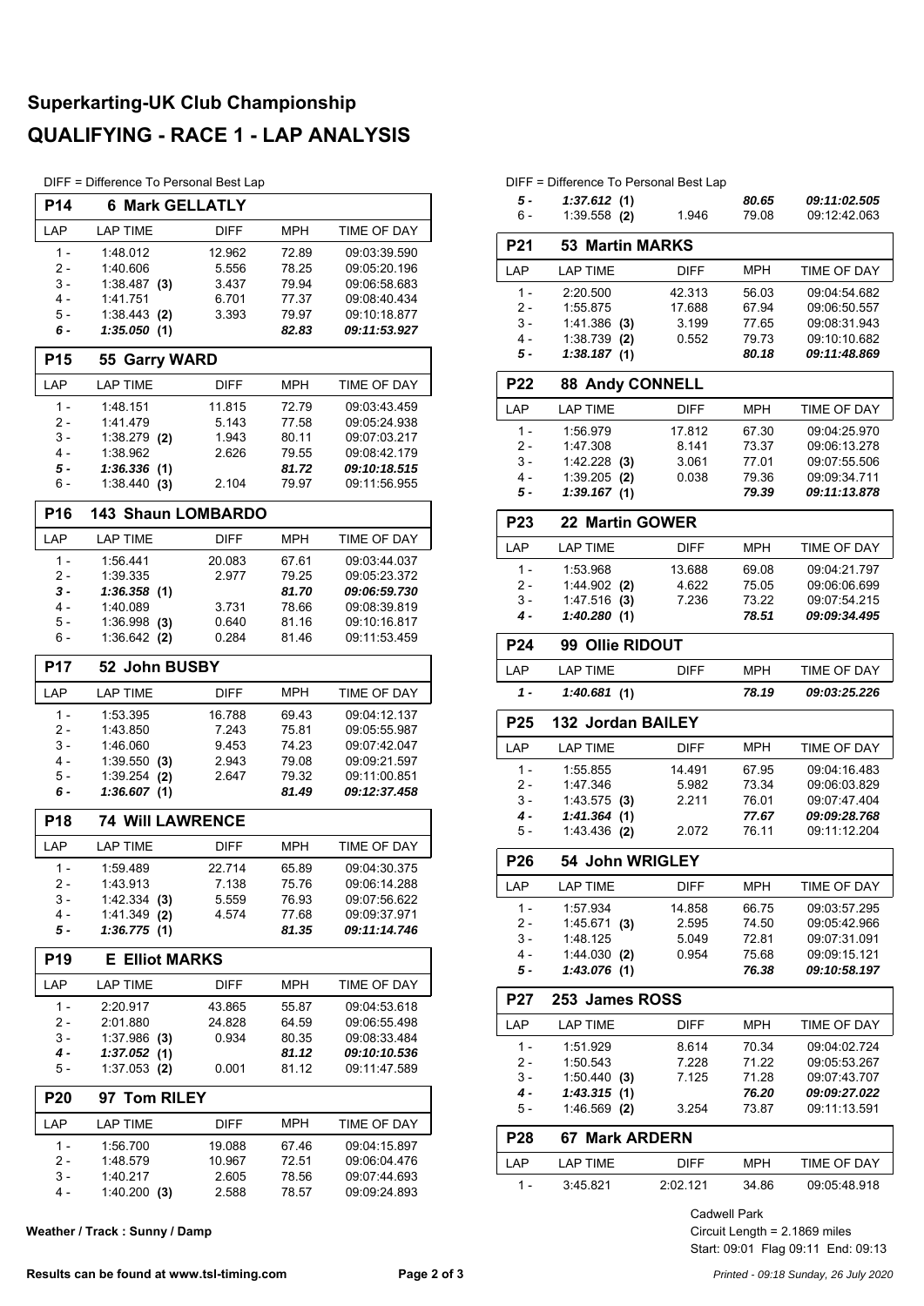# Superkarting-UK Club Championship

## QUALIFYING - RACE 1 - LAP ANALYSIS

DIFF = Difference To Personal Best Lap

### P14 — 6 Mark GELLATLY

| LAP | LAP TIME | DIFF | MPH | TIME OF DAY |
|---|---|---|---|---|
| 1 - | 1:48.012 | 12.962 | 72.89 | 09:03:39.590 |
| 2 - | 1:40.606 | 5.556 | 78.25 | 09:05:20.196 |
| 3 - | 1:38.487 **(3)** | 3.437 | 79.94 | 09:06:58.683 |
| 4 - | 1:41.751 | 6.701 | 77.37 | 09:08:40.434 |
| 5 - | 1:38.443 **(2)** | 3.393 | 79.97 | 09:10:18.877 |
| ***6 -*** | ***1:35.050 (1)*** | | ***82.83*** | ***09:11:53.927*** |

### P15 — 55 Garry WARD

| LAP | LAP TIME | DIFF | MPH | TIME OF DAY |
|---|---|---|---|---|
| 1 - | 1:48.151 | 11.815 | 72.79 | 09:03:43.459 |
| 2 - | 1:41.479 | 5.143 | 77.58 | 09:05:24.938 |
| 3 - | 1:38.279 **(2)** | 1.943 | 80.11 | 09:07:03.217 |
| 4 - | 1:38.962 | 2.626 | 79.55 | 09:08:42.179 |
| ***5 -*** | ***1:36.336 (1)*** | | ***81.72*** | ***09:10:18.515*** |
| 6 - | 1:38.440 **(3)** | 2.104 | 79.97 | 09:11:56.955 |

### P16 — 143 Shaun LOMBARDO

| LAP | LAP TIME | DIFF | MPH | TIME OF DAY |
|---|---|---|---|---|
| 1 - | 1:56.441 | 20.083 | 67.61 | 09:03:44.037 |
| 2 - | 1:39.335 | 2.977 | 79.25 | 09:05:23.372 |
| ***3 -*** | ***1:36.358 (1)*** | | ***81.70*** | ***09:06:59.730*** |
| 4 - | 1:40.089 | 3.731 | 78.66 | 09:08:39.819 |
| 5 - | 1:36.998 **(3)** | 0.640 | 81.16 | 09:10:16.817 |
| 6 - | 1:36.642 **(2)** | 0.284 | 81.46 | 09:11:53.459 |

### P17 — 52 John BUSBY

| LAP | LAP TIME | DIFF | MPH | TIME OF DAY |
|---|---|---|---|---|
| 1 - | 1:53.395 | 16.788 | 69.43 | 09:04:12.137 |
| 2 - | 1:43.850 | 7.243 | 75.81 | 09:05:55.987 |
| 3 - | 1:46.060 | 9.453 | 74.23 | 09:07:42.047 |
| 4 - | 1:39.550 **(3)** | 2.943 | 79.08 | 09:09:21.597 |
| 5 - | 1:39.254 **(2)** | 2.647 | 79.32 | 09:11:00.851 |
| ***6 -*** | ***1:36.607 (1)*** | | ***81.49*** | ***09:12:37.458*** |

### P18 — 74 Will LAWRENCE

| LAP | LAP TIME | DIFF | MPH | TIME OF DAY |
|---|---|---|---|---|
| 1 - | 1:59.489 | 22.714 | 65.89 | 09:04:30.375 |
| 2 - | 1:43.913 | 7.138 | 75.76 | 09:06:14.288 |
| 3 - | 1:42.334 **(3)** | 5.559 | 76.93 | 09:07:56.622 |
| 4 - | 1:41.349 **(2)** | 4.574 | 77.68 | 09:09:37.971 |
| ***5 -*** | ***1:36.775 (1)*** | | ***81.35*** | ***09:11:14.746*** |

### P19 — E Elliot MARKS

| LAP | LAP TIME | DIFF | MPH | TIME OF DAY |
|---|---|---|---|---|
| 1 - | 2:20.917 | 43.865 | 55.87 | 09:04:53.618 |
| 2 - | 2:01.880 | 24.828 | 64.59 | 09:06:55.498 |
| 3 - | 1:37.986 **(3)** | 0.934 | 80.35 | 09:08:33.484 |
| ***4 -*** | ***1:37.052 (1)*** | | ***81.12*** | ***09:10:10.536*** |
| 5 - | 1:37.053 **(2)** | 0.001 | 81.12 | 09:11:47.589 |

### P20 — 97 Tom RILEY

| LAP | LAP TIME | DIFF | MPH | TIME OF DAY |
|---|---|---|---|---|
| 1 - | 1:56.700 | 19.088 | 67.46 | 09:04:15.897 |
| 2 - | 1:48.579 | 10.967 | 72.51 | 09:06:04.476 |
| 3 - | 1:40.217 | 2.605 | 78.56 | 09:07:44.693 |
| 4 - | 1:40.200 **(3)** | 2.588 | 78.57 | 09:09:24.893 |
| ***5 -*** | ***1:37.612 (1)*** | | ***80.65*** | ***09:11:02.505*** |
| 6 - | 1:39.558 **(2)** | 1.946 | 79.08 | 09:12:42.063 |

### P21 — 53 Martin MARKS

| LAP | LAP TIME | DIFF | MPH | TIME OF DAY |
|---|---|---|---|---|
| 1 - | 2:20.500 | 42.313 | 56.03 | 09:04:54.682 |
| 2 - | 1:55.875 | 17.688 | 67.94 | 09:06:50.557 |
| 3 - | 1:41.386 **(3)** | 3.199 | 77.65 | 09:08:31.943 |
| 4 - | 1:38.739 **(2)** | 0.552 | 79.73 | 09:10:10.682 |
| ***5 -*** | ***1:38.187 (1)*** | | ***80.18*** | ***09:11:48.869*** |

### P22 — 88 Andy CONNELL

| LAP | LAP TIME | DIFF | MPH | TIME OF DAY |
|---|---|---|---|---|
| 1 - | 1:56.979 | 17.812 | 67.30 | 09:04:25.970 |
| 2 - | 1:47.308 | 8.141 | 73.37 | 09:06:13.278 |
| 3 - | 1:42.228 **(3)** | 3.061 | 77.01 | 09:07:55.506 |
| 4 - | 1:39.205 **(2)** | 0.038 | 79.36 | 09:09:34.711 |
| ***5 -*** | ***1:39.167 (1)*** | | ***79.39*** | ***09:11:13.878*** |

### P23 — 22 Martin GOWER

| LAP | LAP TIME | DIFF | MPH | TIME OF DAY |
|---|---|---|---|---|
| 1 - | 1:53.968 | 13.688 | 69.08 | 09:04:21.797 |
| 2 - | 1:44.902 **(2)** | 4.622 | 75.05 | 09:06:06.699 |
| 3 - | 1:47.516 **(3)** | 7.236 | 73.22 | 09:07:54.215 |
| ***4 -*** | ***1:40.280 (1)*** | | ***78.51*** | ***09:09:34.495*** |

### P24 — 99 Ollie RIDOUT

| LAP | LAP TIME | DIFF | MPH | TIME OF DAY |
|---|---|---|---|---|
| ***1 -*** | ***1:40.681 (1)*** | | ***78.19*** | ***09:03:25.226*** |

### P25 — 132 Jordan BAILEY

| LAP | LAP TIME | DIFF | MPH | TIME OF DAY |
|---|---|---|---|---|
| 1 - | 1:55.855 | 14.491 | 67.95 | 09:04:16.483 |
| 2 - | 1:47.346 | 5.982 | 73.34 | 09:06:03.829 |
| 3 - | 1:43.575 **(3)** | 2.211 | 76.01 | 09:07:47.404 |
| ***4 -*** | ***1:41.364 (1)*** | | ***77.67*** | ***09:09:28.768*** |
| 5 - | 1:43.436 **(2)** | 2.072 | 76.11 | 09:11:12.204 |

### P26 — 54 John WRIGLEY

| LAP | LAP TIME | DIFF | MPH | TIME OF DAY |
|---|---|---|---|---|
| 1 - | 1:57.934 | 14.858 | 66.75 | 09:03:57.295 |
| 2 - | 1:45.671 **(3)** | 2.595 | 74.50 | 09:05:42.966 |
| 3 - | 1:48.125 | 5.049 | 72.81 | 09:07:31.091 |
| 4 - | 1:44.030 **(2)** | 0.954 | 75.68 | 09:09:15.121 |
| ***5 -*** | ***1:43.076 (1)*** | | ***76.38*** | ***09:10:58.197*** |

### P27 — 253 James ROSS

| LAP | LAP TIME | DIFF | MPH | TIME OF DAY |
|---|---|---|---|---|
| 1 - | 1:51.929 | 8.614 | 70.34 | 09:04:02.724 |
| 2 - | 1:50.543 | 7.228 | 71.22 | 09:05:53.267 |
| 3 - | 1:50.440 **(3)** | 7.125 | 71.28 | 09:07:43.707 |
| ***4 -*** | ***1:43.315 (1)*** | | ***76.20*** | ***09:09:27.022*** |
| 5 - | 1:46.569 **(2)** | 3.254 | 73.87 | 09:11:13.591 |

### P28 — 67 Mark ARDERN

| LAP | LAP TIME | DIFF | MPH | TIME OF DAY |
|---|---|---|---|---|
| 1 - | 3:45.821 | 2:02.121 | 34.86 | 09:05:48.918 |

**Weather / Track : Sunny / Damp**

Cadwell Park
Circuit Length = 2.1869 miles
Start: 09:01 Flag 09:11 End: 09:13

Results can be found at www.tsl-timing.com

*Printed - 09:18 Sunday, 26 July 2020*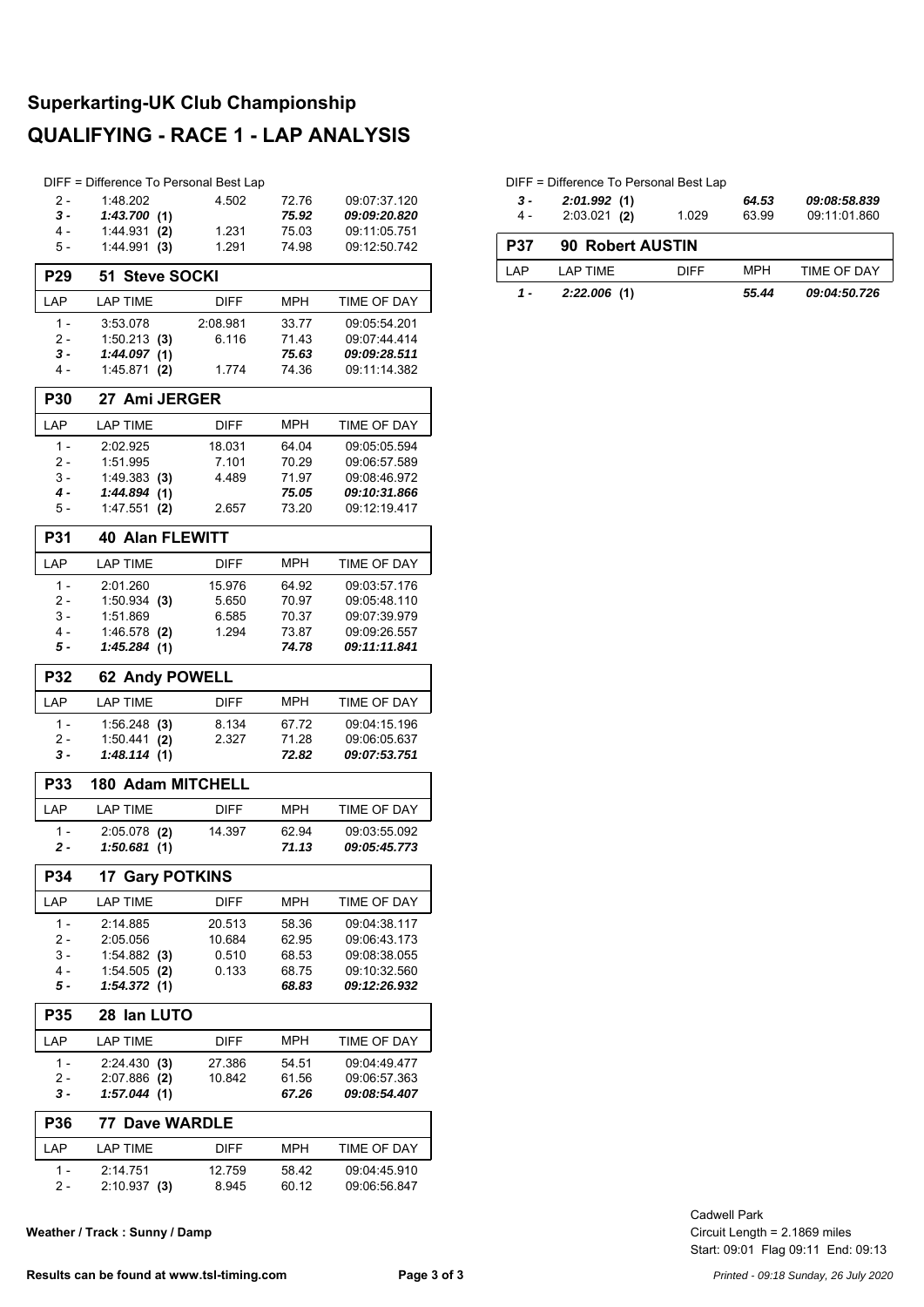# Superkarting-UK Club Championship

## QUALIFYING - RACE 1 - LAP ANALYSIS

DIFF = Difference To Personal Best Lap

| LAP | LAP TIME | DIFF | MPH | TIME OF DAY |
|---|---|---|---|---|
| 2 - | 1:48.202 | 4.502 | 72.76 | 09:07:37.120 |
| ***3 -*** | ***1:43.700* (1)** | | ***75.92*** | ***09:09:20.820*** |
| 4 - | 1:44.931 **(2)** | 1.231 | 75.03 | 09:11:05.751 |
| 5 - | 1:44.991 **(3)** | 1.291 | 74.98 | 09:12:50.742 |

### P29 51 Steve SOCKI

| LAP | LAP TIME | DIFF | MPH | TIME OF DAY |
|---|---|---|---|---|
| 1 - | 3:53.078 | 2:08.981 | 33.77 | 09:05:54.201 |
| 2 - | 1:50.213 **(3)** | 6.116 | 71.43 | 09:07:44.414 |
| ***3 -*** | ***1:44.097* (1)** | | ***75.63*** | ***09:09:28.511*** |
| 4 - | 1:45.871 **(2)** | 1.774 | 74.36 | 09:11:14.382 |

### P30 27 Ami JERGER

| LAP | LAP TIME | DIFF | MPH | TIME OF DAY |
|---|---|---|---|---|
| 1 - | 2:02.925 | 18.031 | 64.04 | 09:05:05.594 |
| 2 - | 1:51.995 | 7.101 | 70.29 | 09:06:57.589 |
| 3 - | 1:49.383 **(3)** | 4.489 | 71.97 | 09:08:46.972 |
| ***4 -*** | ***1:44.894* (1)** | | ***75.05*** | ***09:10:31.866*** |
| 5 - | 1:47.551 **(2)** | 2.657 | 73.20 | 09:12:19.417 |

### P31 40 Alan FLEWITT

| LAP | LAP TIME | DIFF | MPH | TIME OF DAY |
|---|---|---|---|---|
| 1 - | 2:01.260 | 15.976 | 64.92 | 09:03:57.176 |
| 2 - | 1:50.934 **(3)** | 5.650 | 70.97 | 09:05:48.110 |
| 3 - | 1:51.869 | 6.585 | 70.37 | 09:07:39.979 |
| 4 - | 1:46.578 **(2)** | 1.294 | 73.87 | 09:09:26.557 |
| ***5 -*** | ***1:45.284* (1)** | | ***74.78*** | ***09:11:11.841*** |

### P32 62 Andy POWELL

| LAP | LAP TIME | DIFF | MPH | TIME OF DAY |
|---|---|---|---|---|
| 1 - | 1:56.248 **(3)** | 8.134 | 67.72 | 09:04:15.196 |
| 2 - | 1:50.441 **(2)** | 2.327 | 71.28 | 09:06:05.637 |
| ***3 -*** | ***1:48.114* (1)** | | ***72.82*** | ***09:07:53.751*** |

### P33 180 Adam MITCHELL

| LAP | LAP TIME | DIFF | MPH | TIME OF DAY |
|---|---|---|---|---|
| 1 - | 2:05.078 **(2)** | 14.397 | 62.94 | 09:03:55.092 |
| ***2 -*** | ***1:50.681* (1)** | | ***71.13*** | ***09:05:45.773*** |

### P34 17 Gary POTKINS

| LAP | LAP TIME | DIFF | MPH | TIME OF DAY |
|---|---|---|---|---|
| 1 - | 2:14.885 | 20.513 | 58.36 | 09:04:38.117 |
| 2 - | 2:05.056 | 10.684 | 62.95 | 09:06:43.173 |
| 3 - | 1:54.882 **(3)** | 0.510 | 68.53 | 09:08:38.055 |
| 4 - | 1:54.505 **(2)** | 0.133 | 68.75 | 09:10:32.560 |
| ***5 -*** | ***1:54.372* (1)** | | ***68.83*** | ***09:12:26.932*** |

### P35 28 Ian LUTO

| LAP | LAP TIME | DIFF | MPH | TIME OF DAY |
|---|---|---|---|---|
| 1 - | 2:24.430 **(3)** | 27.386 | 54.51 | 09:04:49.477 |
| 2 - | 2:07.886 **(2)** | 10.842 | 61.56 | 09:06:57.363 |
| ***3 -*** | ***1:57.044* (1)** | | ***67.26*** | ***09:08:54.407*** |

### P36 77 Dave WARDLE

| LAP | LAP TIME | DIFF | MPH | TIME OF DAY |
|---|---|---|---|---|
| 1 - | 2:14.751 | 12.759 | 58.42 | 09:04:45.910 |
| 2 - | 2:10.937 **(3)** | 8.945 | 60.12 | 09:06:56.847 |
| ***3 -*** | ***2:01.992* (1)** | | ***64.53*** | ***09:08:58.839*** |
| 4 - | 2:03.021 **(2)** | 1.029 | 63.99 | 09:11:01.860 |

### P37 90 Robert AUSTIN

| LAP | LAP TIME | DIFF | MPH | TIME OF DAY |
|---|---|---|---|---|
| ***1 -*** | ***2:22.006* (1)** | | ***55.44*** | ***09:04:50.726*** |

**Weather / Track : Sunny / Damp**

Cadwell Park
Circuit Length = 2.1869 miles
Start: 09:01 Flag 09:11 End: 09:13

**Results can be found at www.tsl-timing.com**

*Printed - 09:18 Sunday, 26 July 2020*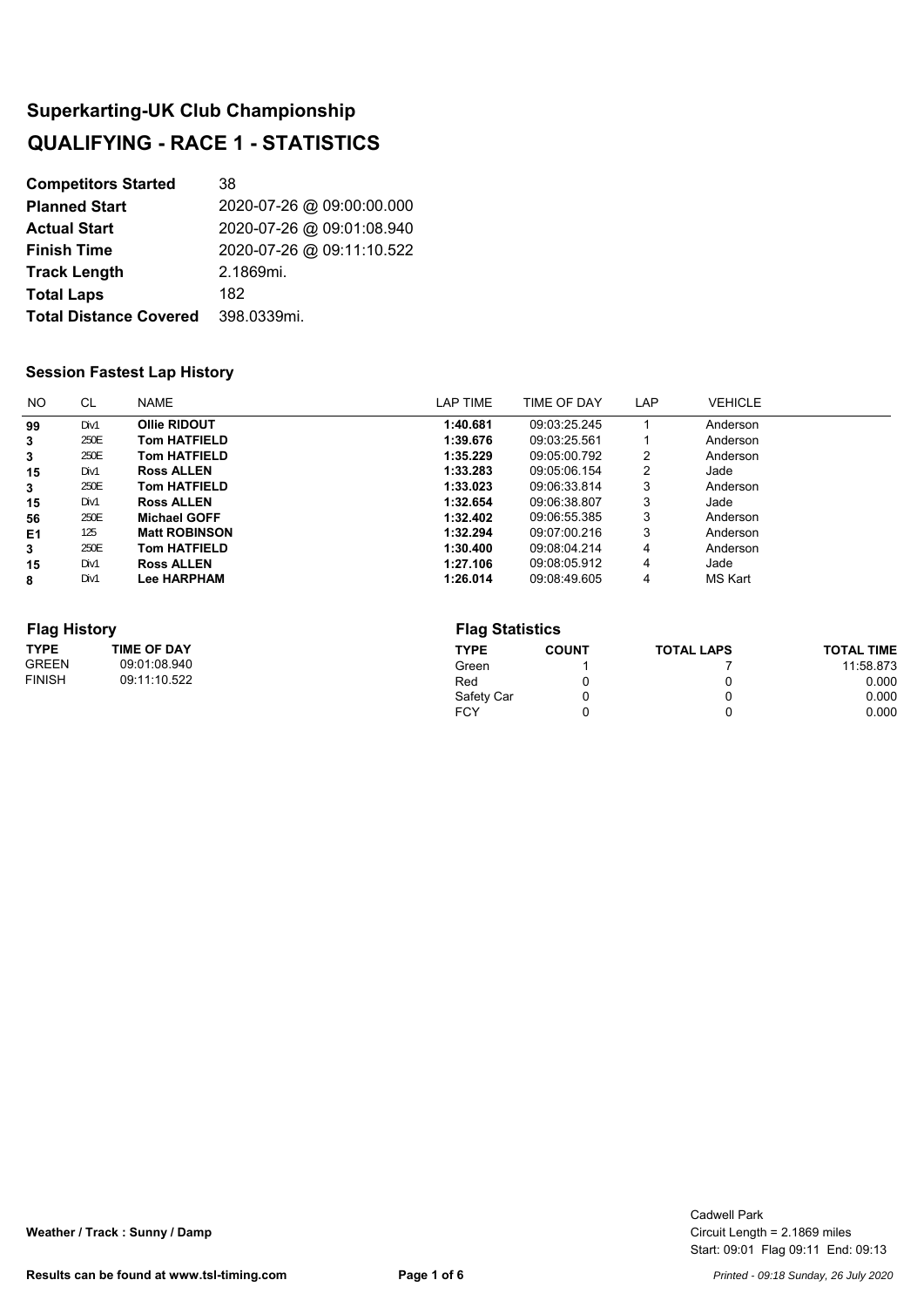# Superkarting-UK Club Championship

# QUALIFYING - RACE 1 - STATISTICS

| | |
|---|---|
| **Competitors Started** | 38 |
| **Planned Start** | 2020-07-26 @ 09:00:00.000 |
| **Actual Start** | 2020-07-26 @ 09:01:08.940 |
| **Finish Time** | 2020-07-26 @ 09:11:10.522 |
| **Track Length** | 2.1869mi. |
| **Total Laps** | 182 |
| **Total Distance Covered** | 398.0339mi. |

### Session Fastest Lap History

| NO | CL | NAME | LAP TIME | TIME OF DAY | LAP | VEHICLE |
|---|---|---|---|---|---|---|
| **99** | Div1 | **Ollie RIDOUT** | **1:40.681** | 09:03:25.245 | 1 | Anderson |
| **3** | 250E | **Tom HATFIELD** | **1:39.676** | 09:03:25.561 | 1 | Anderson |
| **3** | 250E | **Tom HATFIELD** | **1:35.229** | 09:05:00.792 | 2 | Anderson |
| **15** | Div1 | **Ross ALLEN** | **1:33.283** | 09:05:06.154 | 2 | Jade |
| **3** | 250E | **Tom HATFIELD** | **1:33.023** | 09:06:33.814 | 3 | Anderson |
| **15** | Div1 | **Ross ALLEN** | **1:32.654** | 09:06:38.807 | 3 | Jade |
| **56** | 250E | **Michael GOFF** | **1:32.402** | 09:06:55.385 | 3 | Anderson |
| **E1** | 125 | **Matt ROBINSON** | **1:32.294** | 09:07:00.216 | 3 | Anderson |
| **3** | 250E | **Tom HATFIELD** | **1:30.400** | 09:08:04.214 | 4 | Anderson |
| **15** | Div1 | **Ross ALLEN** | **1:27.106** | 09:08:05.912 | 4 | Jade |
| **8** | Div1 | **Lee HARPHAM** | **1:26.014** | 09:08:49.605 | 4 | MS Kart |

### Flag History

| TYPE | TIME OF DAY |
|---|---|
| GREEN | 09:01:08.940 |
| FINISH | 09:11:10.522 |

### Flag Statistics

| TYPE | COUNT | TOTAL LAPS | TOTAL TIME |
|---|---|---|---|
| Green | 1 | 7 | 11:58.873 |
| Red | 0 | 0 | 0.000 |
| Safety Car | 0 | 0 | 0.000 |
| FCY | 0 | 0 | 0.000 |

**Weather / Track : Sunny / Damp**

Cadwell Park
Circuit Length = 2.1869 miles
Start: 09:01 Flag 09:11 End: 09:13

**Results can be found at www.tsl-timing.com**

*Printed - 09:18 Sunday, 26 July 2020*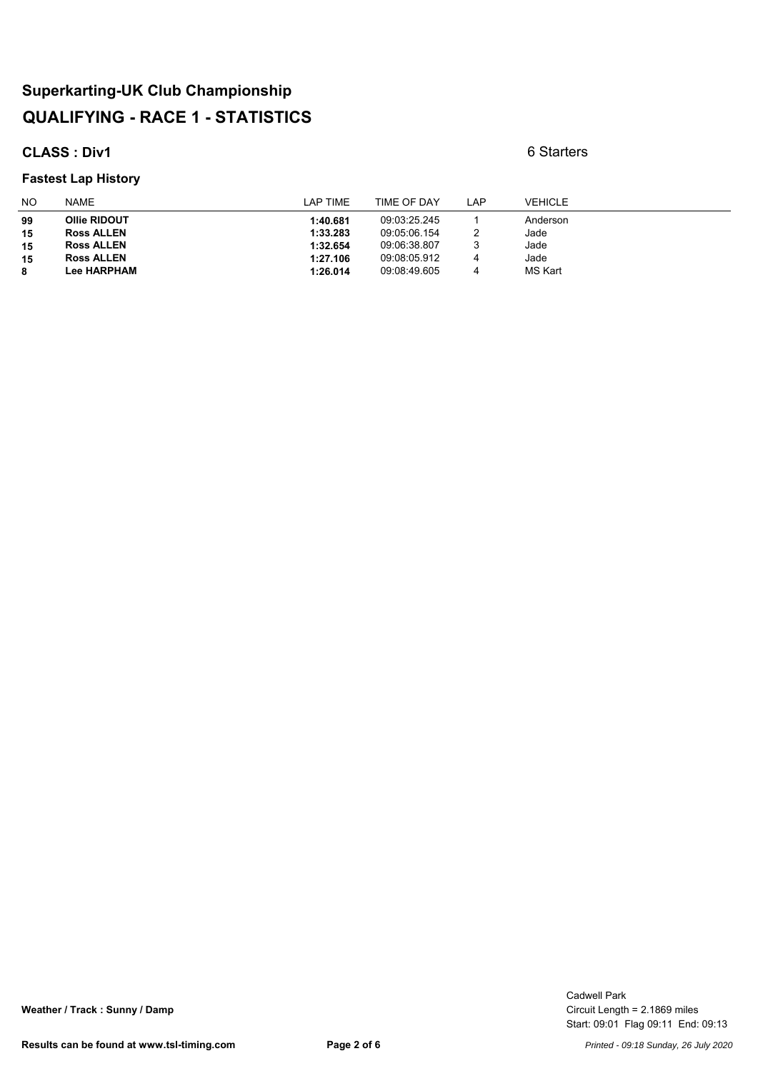# Superkarting-UK Club Championship

# QUALIFYING - RACE 1 - STATISTICS

**CLASS : Div1**

6 Starters

### Fastest Lap History

| NO | NAME | LAP TIME | TIME OF DAY | LAP | VEHICLE |
|---|---|---|---|---|---|
| **99** | **Ollie RIDOUT** | **1:40.681** | 09:03:25.245 | 1 | Anderson |
| **15** | **Ross ALLEN** | **1:33.283** | 09:05:06.154 | 2 | Jade |
| **15** | **Ross ALLEN** | **1:32.654** | 09:06:38.807 | 3 | Jade |
| **15** | **Ross ALLEN** | **1:27.106** | 09:08:05.912 | 4 | Jade |
| **8** | **Lee HARPHAM** | **1:26.014** | 09:08:49.605 | 4 | MS Kart |

**Weather / Track : Sunny / Damp**

Cadwell Park
Circuit Length = 2.1869 miles
Start: 09:01 Flag 09:11 End: 09:13

**Results can be found at www.tsl-timing.com**

*Printed - 09:18 Sunday, 26 July 2020*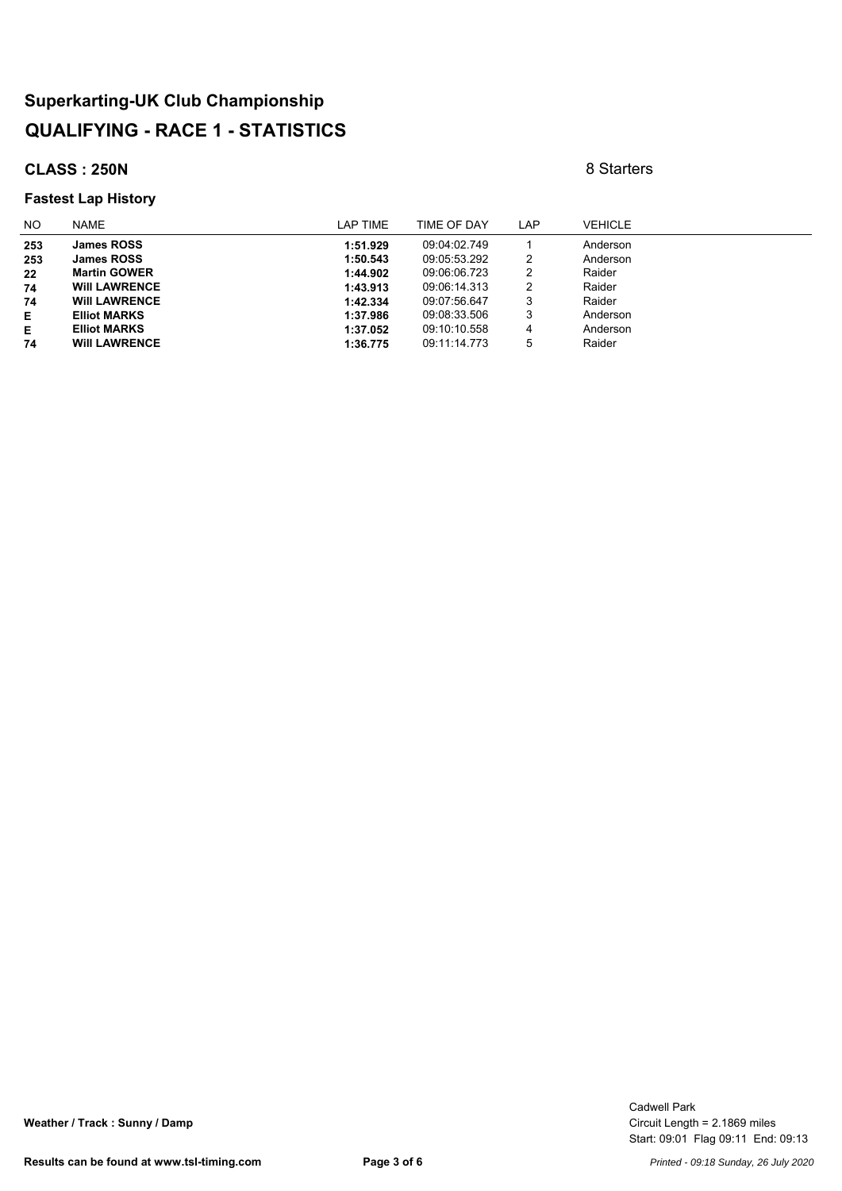# Superkarting-UK Club Championship

# QUALIFYING - RACE 1 - STATISTICS

**CLASS : 250N** 8 Starters

### Fastest Lap History

| NO | NAME | LAP TIME | TIME OF DAY | LAP | VEHICLE |
|---|---|---|---|---|---|
| **253** | **James ROSS** | **1:51.929** | 09:04:02.749 | 1 | Anderson |
| **253** | **James ROSS** | **1:50.543** | 09:05:53.292 | 2 | Anderson |
| **22** | **Martin GOWER** | **1:44.902** | 09:06:06.723 | 2 | Raider |
| **74** | **Will LAWRENCE** | **1:43.913** | 09:06:14.313 | 2 | Raider |
| **74** | **Will LAWRENCE** | **1:42.334** | 09:07:56.647 | 3 | Raider |
| **E** | **Elliot MARKS** | **1:37.986** | 09:08:33.506 | 3 | Anderson |
| **E** | **Elliot MARKS** | **1:37.052** | 09:10:10.558 | 4 | Anderson |
| **74** | **Will LAWRENCE** | **1:36.775** | 09:11:14.773 | 5 | Raider |

**Weather / Track : Sunny / Damp**

Cadwell Park
Circuit Length = 2.1869 miles
Start: 09:01 Flag 09:11 End: 09:13

**Results can be found at www.tsl-timing.com**

*Printed - 09:18 Sunday, 26 July 2020*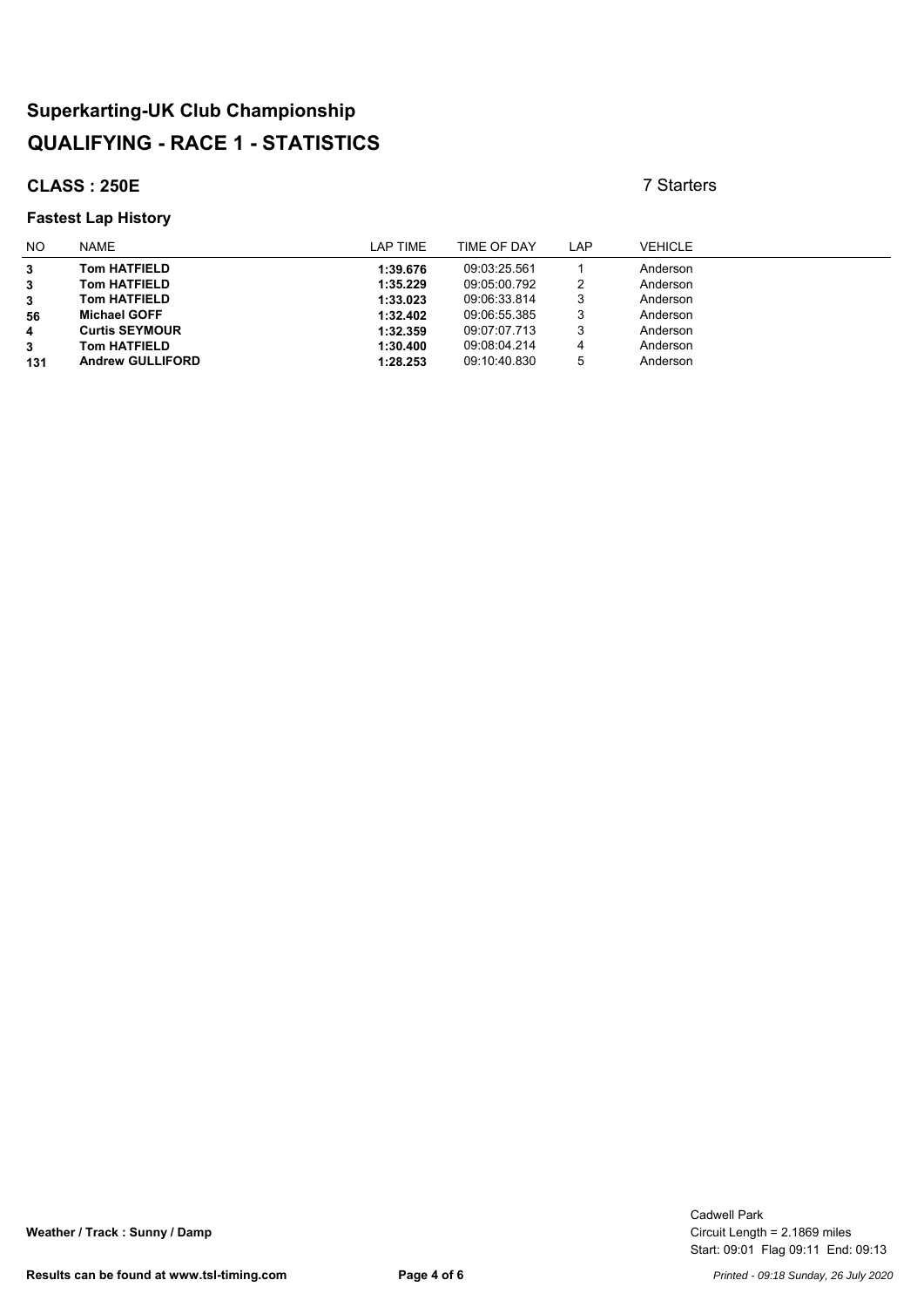# Superkarting-UK Club Championship

# QUALIFYING - RACE 1 - STATISTICS

**CLASS : 250E**

7 Starters

### Fastest Lap History

| NO | NAME | LAP TIME | TIME OF DAY | LAP | VEHICLE |
|---|---|---|---|---|---|
| **3** | **Tom HATFIELD** | **1:39.676** | 09:03:25.561 | 1 | Anderson |
| **3** | **Tom HATFIELD** | **1:35.229** | 09:05:00.792 | 2 | Anderson |
| **3** | **Tom HATFIELD** | **1:33.023** | 09:06:33.814 | 3 | Anderson |
| **56** | **Michael GOFF** | **1:32.402** | 09:06:55.385 | 3 | Anderson |
| **4** | **Curtis SEYMOUR** | **1:32.359** | 09:07:07.713 | 3 | Anderson |
| **3** | **Tom HATFIELD** | **1:30.400** | 09:08:04.214 | 4 | Anderson |
| **131** | **Andrew GULLIFORD** | **1:28.253** | 09:10:40.830 | 5 | Anderson |

**Weather / Track : Sunny / Damp**

Cadwell Park
Circuit Length = 2.1869 miles
Start: 09:01 Flag 09:11 End: 09:13

**Results can be found at www.tsl-timing.com**

*Printed - 09:18 Sunday, 26 July 2020*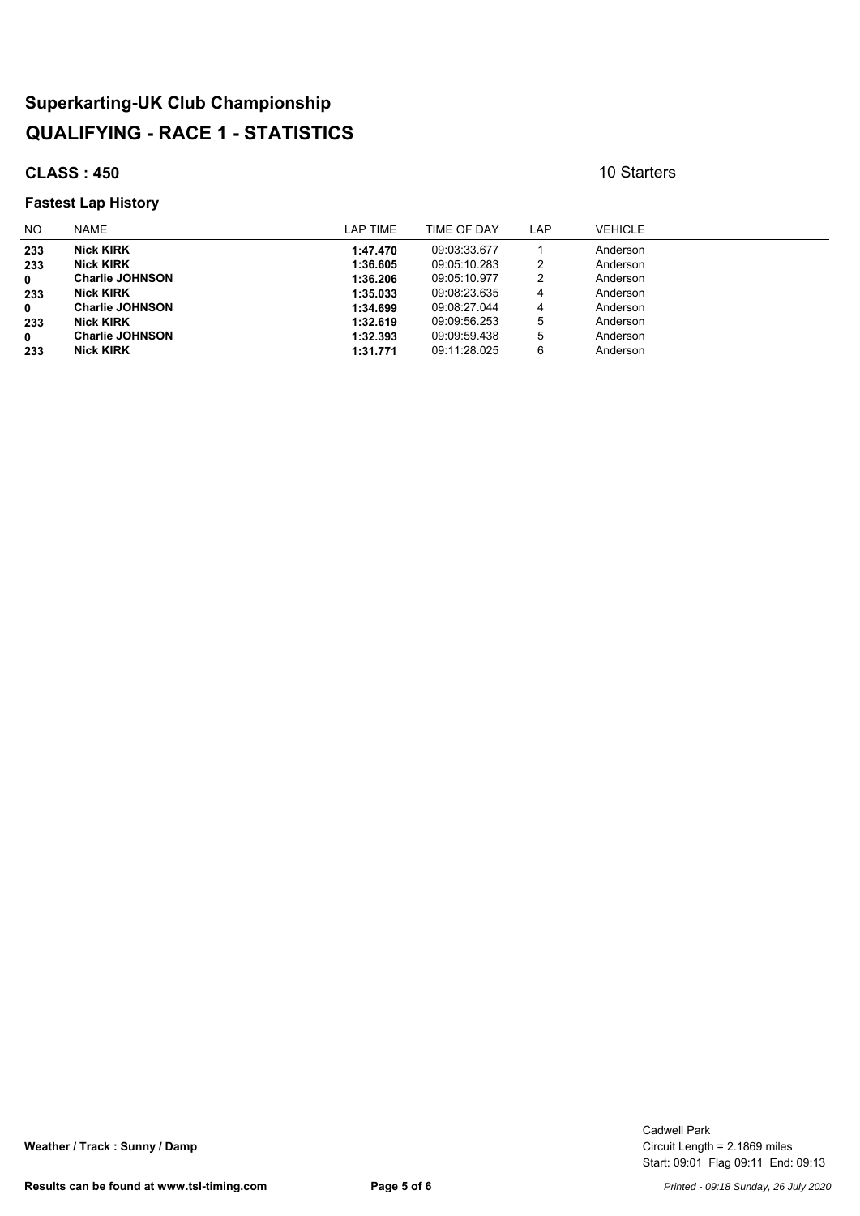# Superkarting-UK Club Championship

# QUALIFYING - RACE 1 - STATISTICS

**CLASS : 450** 10 Starters

### Fastest Lap History

| NO | NAME | LAP TIME | TIME OF DAY | LAP | VEHICLE |
|---|---|---|---|---|---|
| **233** | **Nick KIRK** | **1:47.470** | 09:03:33.677 | 1 | Anderson |
| **233** | **Nick KIRK** | **1:36.605** | 09:05:10.283 | 2 | Anderson |
| **0** | **Charlie JOHNSON** | **1:36.206** | 09:05:10.977 | 2 | Anderson |
| **233** | **Nick KIRK** | **1:35.033** | 09:08:23.635 | 4 | Anderson |
| **0** | **Charlie JOHNSON** | **1:34.699** | 09:08:27.044 | 4 | Anderson |
| **233** | **Nick KIRK** | **1:32.619** | 09:09:56.253 | 5 | Anderson |
| **0** | **Charlie JOHNSON** | **1:32.393** | 09:09:59.438 | 5 | Anderson |
| **233** | **Nick KIRK** | **1:31.771** | 09:11:28.025 | 6 | Anderson |

**Weather / Track : Sunny / Damp**

Cadwell Park
Circuit Length = 2.1869 miles
Start: 09:01 Flag 09:11 End: 09:13

**Results can be found at www.tsl-timing.com**

*Printed - 09:18 Sunday, 26 July 2020*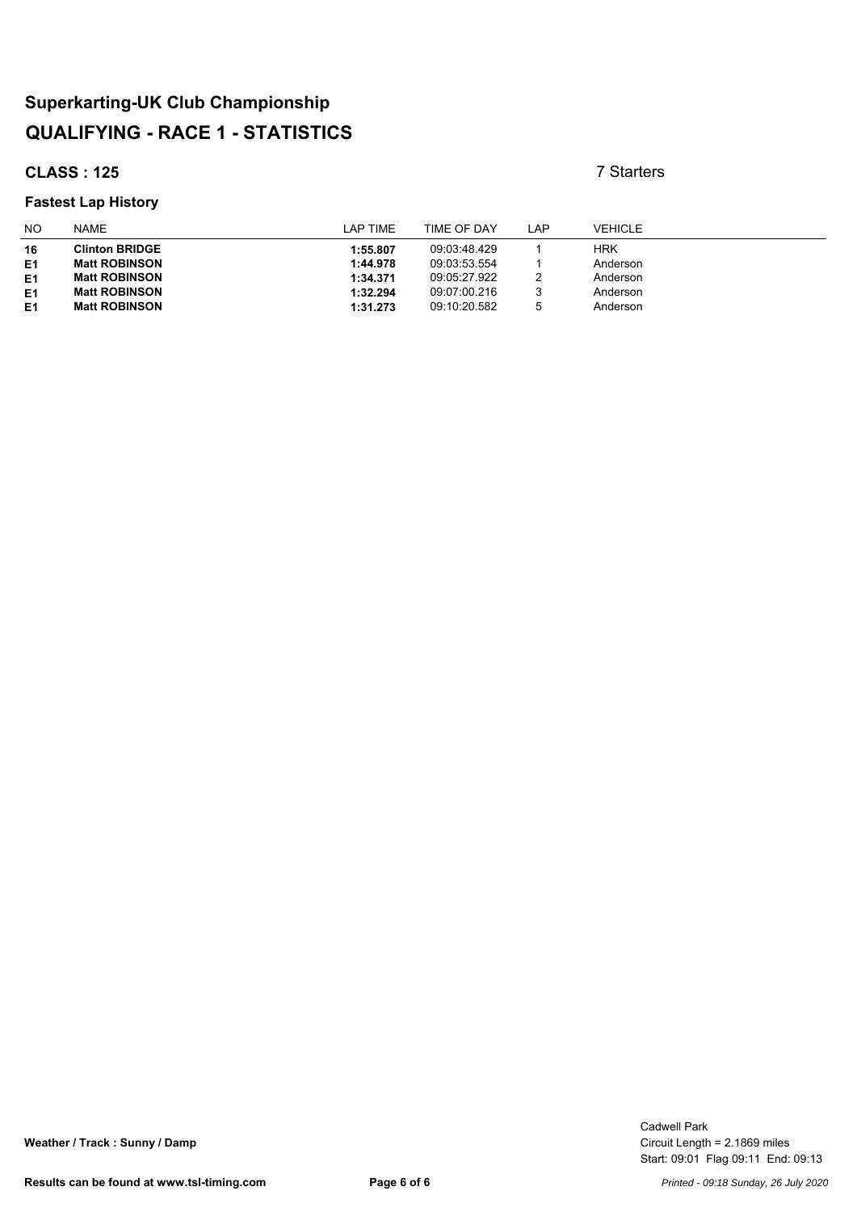# Superkarting-UK Club Championship

# QUALIFYING - RACE 1 - STATISTICS

**CLASS : 125**

7 Starters

### Fastest Lap History

| NO | NAME | LAP TIME | TIME OF DAY | LAP | VEHICLE |
|---|---|---|---|---|---|
| **16** | **Clinton BRIDGE** | **1:55.807** | 09:03:48.429 | 1 | HRK |
| **E1** | **Matt ROBINSON** | **1:44.978** | 09:03:53.554 | 1 | Anderson |
| **E1** | **Matt ROBINSON** | **1:34.371** | 09:05:27.922 | 2 | Anderson |
| **E1** | **Matt ROBINSON** | **1:32.294** | 09:07:00.216 | 3 | Anderson |
| **E1** | **Matt ROBINSON** | **1:31.273** | 09:10:20.582 | 5 | Anderson |

**Weather / Track : Sunny / Damp**

Cadwell Park
Circuit Length = 2.1869 miles
Start: 09:01 Flag 09:11 End: 09:13

**Results can be found at www.tsl-timing.com**

*Printed - 09:18 Sunday, 26 July 2020*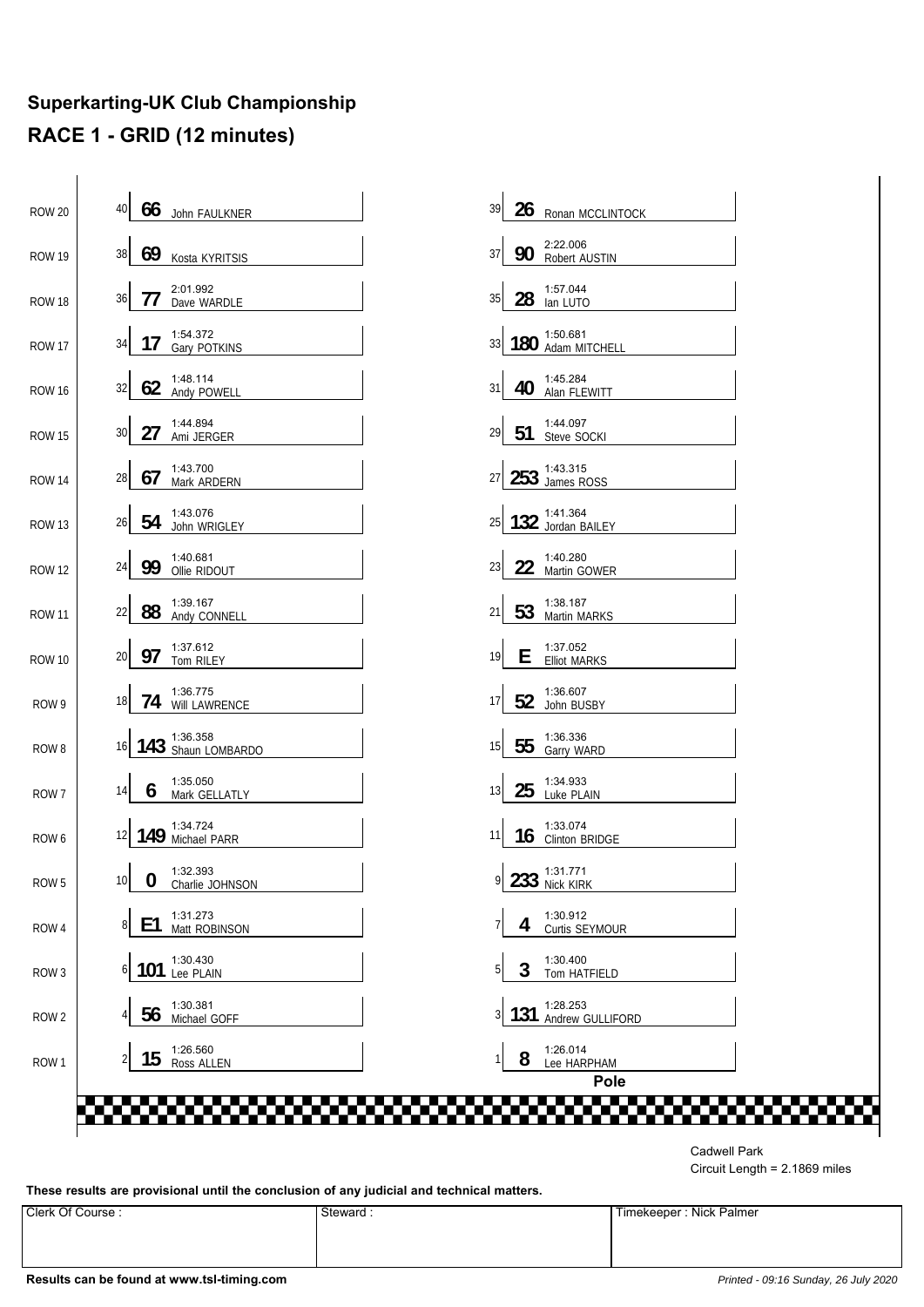## Superkarting-UK Club Championship

## RACE 1 - GRID (12 minutes)

| Row | Pos | No. | Time | Driver | Pos | No. | Time | Driver |
|---|---|---|---|---|---|---|---|---|
| ROW 20 | 40 | 66 | | John FAULKNER | 39 | 26 | | Ronan MCCLINTOCK |
| ROW 19 | 38 | 69 | | Kosta KYRITSIS | 37 | 90 | 2:22.006 | Robert AUSTIN |
| ROW 18 | 36 | 77 | 2:01.992 | Dave WARDLE | 35 | 28 | 1:57.044 | Ian LUTO |
| ROW 17 | 34 | 17 | 1:54.372 | Gary POTKINS | 33 | 180 | 1:50.681 | Adam MITCHELL |
| ROW 16 | 32 | 62 | 1:48.114 | Andy POWELL | 31 | 40 | 1:45.284 | Alan FLEWITT |
| ROW 15 | 30 | 27 | 1:44.894 | Ami JERGER | 29 | 51 | 1:44.097 | Steve SOCKI |
| ROW 14 | 28 | 67 | 1:43.700 | Mark ARDERN | 27 | 253 | 1:43.315 | James ROSS |
| ROW 13 | 26 | 54 | 1:43.076 | John WRIGLEY | 25 | 132 | 1:41.364 | Jordan BAILEY |
| ROW 12 | 24 | 99 | 1:40.681 | Ollie RIDOUT | 23 | 22 | 1:40.280 | Martin GOWER |
| ROW 11 | 22 | 88 | 1:39.167 | Andy CONNELL | 21 | 53 | 1:38.187 | Martin MARKS |
| ROW 10 | 20 | 97 | 1:37.612 | Tom RILEY | 19 | E | 1:37.052 | Elliot MARKS |
| ROW 9 | 18 | 74 | 1:36.775 | Will LAWRENCE | 17 | 52 | 1:36.607 | John BUSBY |
| ROW 8 | 16 | 143 | 1:36.358 | Shaun LOMBARDO | 15 | 55 | 1:36.336 | Garry WARD |
| ROW 7 | 14 | 6 | 1:35.050 | Mark GELLATLY | 13 | 25 | 1:34.933 | Luke PLAIN |
| ROW 6 | 12 | 149 | 1:34.724 | Michael PARR | 11 | 16 | 1:33.074 | Clinton BRIDGE |
| ROW 5 | 10 | 0 | 1:32.393 | Charlie JOHNSON | 9 | 233 | 1:31.771 | Nick KIRK |
| ROW 4 | 8 | E1 | 1:31.273 | Matt ROBINSON | 7 | 4 | 1:30.912 | Curtis SEYMOUR |
| ROW 3 | 6 | 101 | 1:30.430 | Lee PLAIN | 5 | 3 | 1:30.400 | Tom HATFIELD |
| ROW 2 | 4 | 56 | 1:30.381 | Michael GOFF | 3 | 131 | 1:28.253 | Andrew GULLIFORD |
| ROW 1 | 2 | 15 | 1:26.560 | Ross ALLEN | 1 | 8 | 1:26.014 | Lee HARPHAM |

**Pole**

Cadwell Park
Circuit Length = 2.1869 miles

**These results are provisional until the conclusion of any judicial and technical matters.**

| Clerk Of Course : | Steward : | Timekeeper : Nick Palmer |
|---|---|---|

**Results can be found at www.tsl-timing.com**

*Printed - 09:16 Sunday, 26 July 2020*